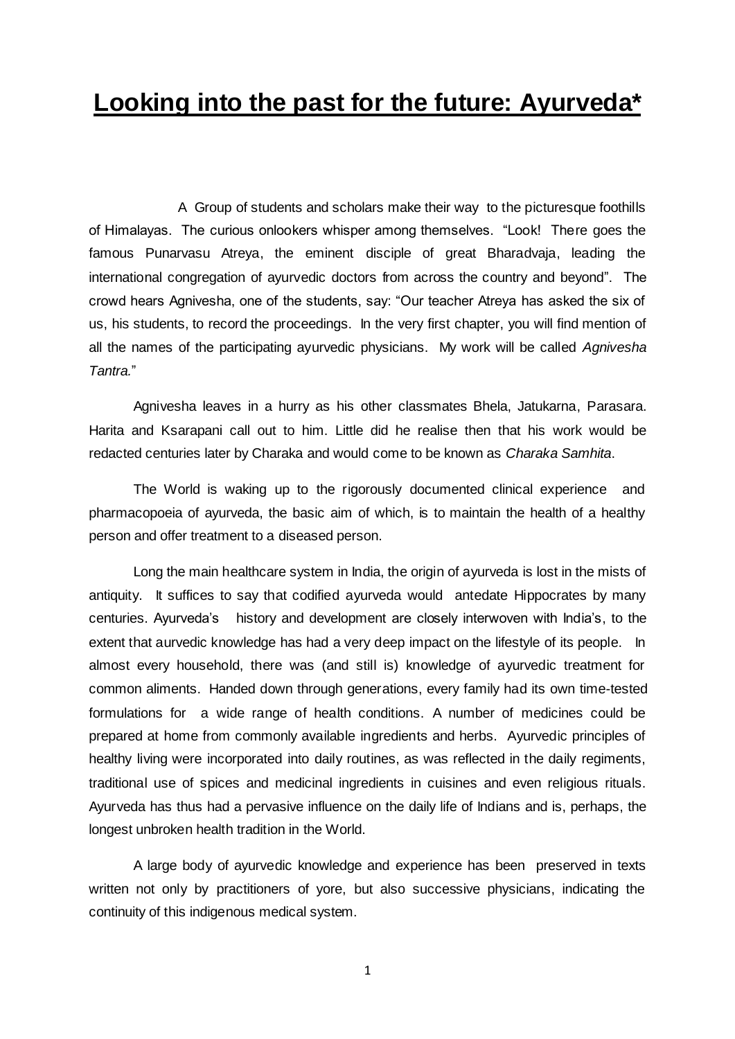# **Looking into the past for the future: Ayurveda***

A Group of students and scholars make their way to the picturesque foothills of Himalayas. The curious onlookers whisper among themselves. "Look! There goes the famous Punarvasu Atreya, the eminent disciple of great Bharadvaja, leading the international congregation of ayurvedic doctors from across the country and beyond". The crowd hears Agnivesha, one of the students, say: "Our teacher Atreya has asked the six of us, his students, to record the proceedings. In the very first chapter, you will find mention of all the names of the participating ayurvedic physicians. My work will be called *Agnivesha Tantra.*"

Agnivesha leaves in a hurry as his other classmates Bhela, Jatukarna, Parasara. Harita and Ksarapani call out to him. Little did he realise then that his work would be redacted centuries later by Charaka and would come to be known as *Charaka Samhita*.

The World is waking up to the rigorously documented clinical experience and pharmacopoeia of ayurveda, the basic aim of which, is to maintain the health of a healthy person and offer treatment to a diseased person.

Long the main healthcare system in India, the origin of ayurveda is lost in the mists of antiquity. It suffices to say that codified ayurveda would antedate Hippocrates by many centuries. Ayurveda's history and development are closely interwoven with India's, to the extent that aurvedic knowledge has had a very deep impact on the lifestyle of its people. In almost every household, there was (and still is) knowledge of ayurvedic treatment for common aliments. Handed down through generations, every family had its own time-tested formulations for a wide range of health conditions. A number of medicines could be prepared at home from commonly available ingredients and herbs. Ayurvedic principles of healthy living were incorporated into daily routines, as was reflected in the daily regiments, traditional use of spices and medicinal ingredients in cuisines and even religious rituals. Ayurveda has thus had a pervasive influence on the daily life of Indians and is, perhaps, the longest unbroken health tradition in the World.

A large body of ayurvedic knowledge and experience has been preserved in texts written not only by practitioners of yore, but also successive physicians, indicating the continuity of this indigenous medical system.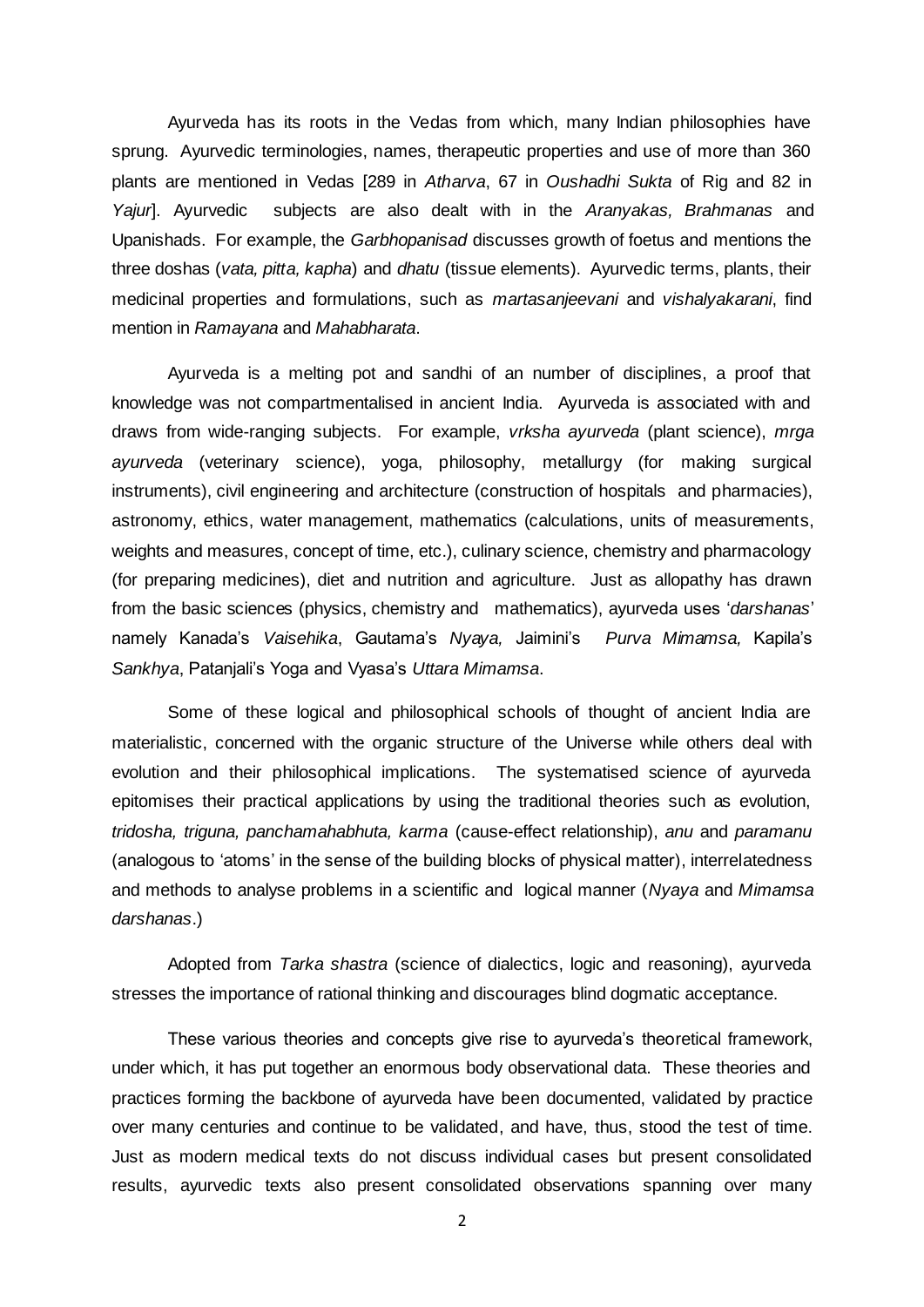Ayurveda has its roots in the Vedas from which, many Indian philosophies have sprung. Ayurvedic terminologies, names, therapeutic properties and use of more than 360 plants are mentioned in Vedas [289 in *Atharva*, 67 in *Oushadhi Sukta* of Rig and 82 in *Yajur*]. Ayurvedic subjects are also dealt with in the *Aranyakas, Brahmanas* and Upanishads. For example, the *Garbhopanisad* discusses growth of foetus and mentions the three doshas (*vata, pitta, kapha*) and *dhatu* (tissue elements). Ayurvedic terms, plants, their medicinal properties and formulations, such as *martasanjeevani* and *vishalyakarani*, find mention in *Ramayana* and *Mahabharata*.

Ayurveda is a melting pot and sandhi of an number of disciplines, a proof that knowledge was not compartmentalised in ancient India. Ayurveda is associated with and draws from wide-ranging subjects. For example, *vrksha ayurveda* (plant science), *mrga ayurveda* (veterinary science), yoga, philosophy, metallurgy (for making surgical instruments), civil engineering and architecture (construction of hospitals and pharmacies), astronomy, ethics, water management, mathematics (calculations, units of measurements, weights and measures, concept of time, etc.), culinary science, chemistry and pharmacology (for preparing medicines), diet and nutrition and agriculture. Just as allopathy has drawn from the basic sciences (physics, chemistry and mathematics), ayurveda uses '*darshanas*' namely Kanada's *Vaisehika*, Gautama's *Nyaya,* Jaimini's *Purva Mimamsa,* Kapila's *Sankhya*, Patanjali's Yoga and Vyasa's *Uttara Mimamsa*.

Some of these logical and philosophical schools of thought of ancient India are materialistic, concerned with the organic structure of the Universe while others deal with evolution and their philosophical implications. The systematised science of ayurveda epitomises their practical applications by using the traditional theories such as evolution, *tridosha, triguna, panchamahabhuta, karma* (cause-effect relationship), *anu* and *paramanu* (analogous to 'atoms' in the sense of the building blocks of physical matter), interrelatedness and methods to analyse problems in a scientific and logical manner (*Nyaya* and *Mimamsa darshanas*.)

Adopted from *Tarka shastra* (science of dialectics, logic and reasoning), ayurveda stresses the importance of rational thinking and discourages blind dogmatic acceptance.

These various theories and concepts give rise to ayurveda's theoretical framework, under which, it has put together an enormous body observational data. These theories and practices forming the backbone of ayurveda have been documented, validated by practice over many centuries and continue to be validated, and have, thus, stood the test of time. Just as modern medical texts do not discuss individual cases but present consolidated results, ayurvedic texts also present consolidated observations spanning over many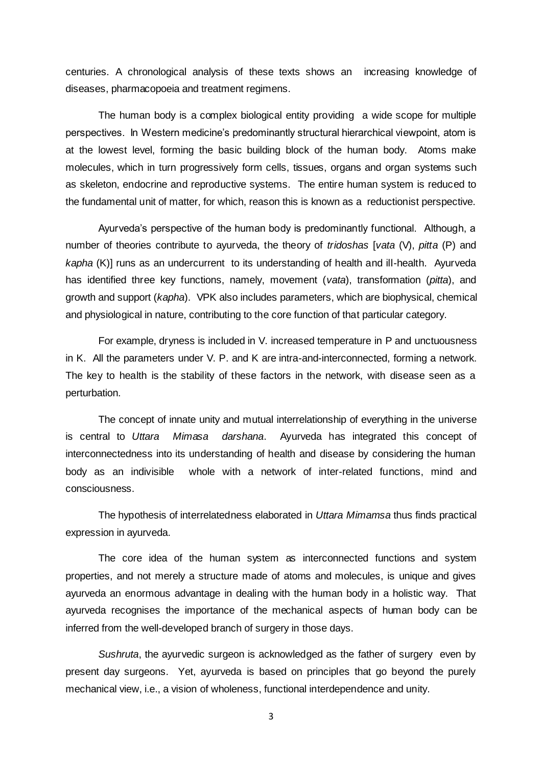centuries. A chronological analysis of these texts shows an increasing knowledge of diseases, pharmacopoeia and treatment regimens.

The human body is a complex biological entity providing a wide scope for multiple perspectives. In Western medicine's predominantly structural hierarchical viewpoint, atom is at the lowest level, forming the basic building block of the human body. Atoms make molecules, which in turn progressively form cells, tissues, organs and organ systems such as skeleton, endocrine and reproductive systems. The entire human system is reduced to the fundamental unit of matter, for which, reason this is known as a reductionist perspective.

Ayurveda's perspective of the human body is predominantly functional. Although, a number of theories contribute to ayurveda, the theory of *tridoshas* [*vata* (V), *pitta* (P) and *kapha* (K)] runs as an undercurrent to its understanding of health and ill-health. Ayurveda has identified three key functions, namely, movement (*vata*), transformation (*pitta*), and growth and support (*kapha*). VPK also includes parameters, which are biophysical, chemical and physiological in nature, contributing to the core function of that particular category.

For example, dryness is included in V. increased temperature in P and unctuousness in K. All the parameters under V. P. and K are intra-and-interconnected, forming a network. The key to health is the stability of these factors in the network, with disease seen as a perturbation.

The concept of innate unity and mutual interrelationship of everything in the universe is central to *Uttara Mimasa darshana*. Ayurveda has integrated this concept of interconnectedness into its understanding of health and disease by considering the human body as an indivisible whole with a network of inter-related functions, mind and consciousness.

The hypothesis of interrelatedness elaborated in *Uttara Mimamsa* thus finds practical expression in ayurveda.

The core idea of the human system as interconnected functions and system properties, and not merely a structure made of atoms and molecules, is unique and gives ayurveda an enormous advantage in dealing with the human body in a holistic way. That ayurveda recognises the importance of the mechanical aspects of human body can be inferred from the well-developed branch of surgery in those days.

*Sushruta*, the ayurvedic surgeon is acknowledged as the father of surgery even by present day surgeons. Yet, ayurveda is based on principles that go beyond the purely mechanical view, i.e., a vision of wholeness, functional interdependence and unity.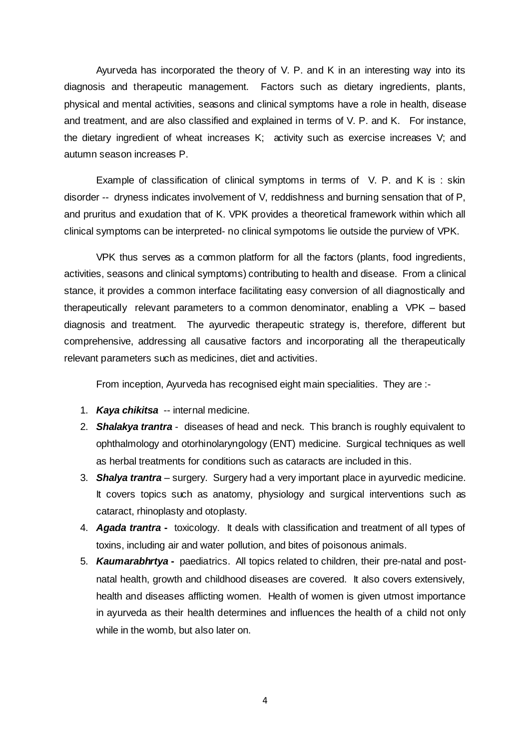Ayurveda has incorporated the theory of V. P. and K in an interesting way into its diagnosis and therapeutic management. Factors such as dietary ingredients, plants, physical and mental activities, seasons and clinical symptoms have a role in health, disease and treatment, and are also classified and explained in terms of V. P. and K. For instance, the dietary ingredient of wheat increases K; activity such as exercise increases V; and autumn season increases P.

Example of classification of clinical symptoms in terms of V. P. and K is : skin disorder -- dryness indicates involvement of V, reddishness and burning sensation that of P, and pruritus and exudation that of K. VPK provides a theoretical framework within which all clinical symptoms can be interpreted- no clinical sympotoms lie outside the purview of VPK.

VPK thus serves as a common platform for all the factors (plants, food ingredients, activities, seasons and clinical symptoms) contributing to health and disease. From a clinical stance, it provides a common interface facilitating easy conversion of all diagnostically and therapeutically relevant parameters to a common denominator, enabling a VPK – based diagnosis and treatment. The ayurvedic therapeutic strategy is, therefore, different but comprehensive, addressing all causative factors and incorporating all the therapeutically relevant parameters such as medicines, diet and activities.

From inception, Ayurveda has recognised eight main specialities. They are :-

1. ***Kaya chikitsa*** -- internal medicine.
2. ***Shalakya trantra*** - diseases of head and neck. This branch is roughly equivalent to ophthalmology and otorhinolaryngology (ENT) medicine. Surgical techniques as well as herbal treatments for conditions such as cataracts are included in this.
3. ***Shalya trantra*** – surgery. Surgery had a very important place in ayurvedic medicine. It covers topics such as anatomy, physiology and surgical interventions such as cataract, rhinoplasty and otoplasty.
4. ***Agada trantra -*** toxicology. It deals with classification and treatment of all types of toxins, including air and water pollution, and bites of poisonous animals.
5. ***Kaumarabhrtya -*** paediatrics. All topics related to children, their pre-natal and post-natal health, growth and childhood diseases are covered. It also covers extensively, health and diseases afflicting women. Health of women is given utmost importance in ayurveda as their health determines and influences the health of a child not only while in the womb, but also later on.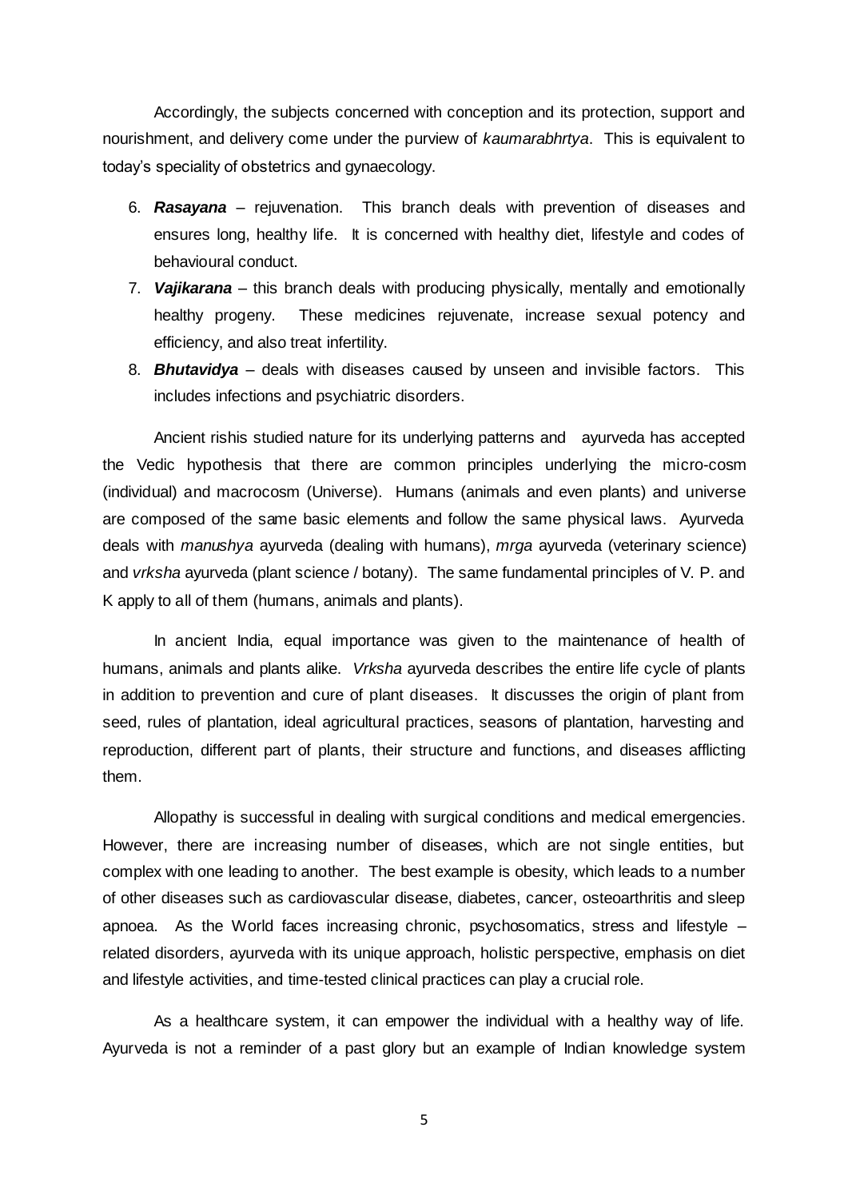Accordingly, the subjects concerned with conception and its protection, support and nourishment, and delivery come under the purview of *kaumarabhrtya*. This is equivalent to today's speciality of obstetrics and gynaecology.

6. ***Rasayana*** – rejuvenation. This branch deals with prevention of diseases and ensures long, healthy life. It is concerned with healthy diet, lifestyle and codes of behavioural conduct.
7. ***Vajikarana*** – this branch deals with producing physically, mentally and emotionally healthy progeny. These medicines rejuvenate, increase sexual potency and efficiency, and also treat infertility.
8. ***Bhutavidya*** – deals with diseases caused by unseen and invisible factors. This includes infections and psychiatric disorders.

Ancient rishis studied nature for its underlying patterns and ayurveda has accepted the Vedic hypothesis that there are common principles underlying the micro-cosm (individual) and macrocosm (Universe). Humans (animals and even plants) and universe are composed of the same basic elements and follow the same physical laws. Ayurveda deals with *manushya* ayurveda (dealing with humans), *mrga* ayurveda (veterinary science) and *vrksha* ayurveda (plant science / botany). The same fundamental principles of V. P. and K apply to all of them (humans, animals and plants).

In ancient India, equal importance was given to the maintenance of health of humans, animals and plants alike. *Vrksha* ayurveda describes the entire life cycle of plants in addition to prevention and cure of plant diseases. It discusses the origin of plant from seed, rules of plantation, ideal agricultural practices, seasons of plantation, harvesting and reproduction, different part of plants, their structure and functions, and diseases afflicting them.

Allopathy is successful in dealing with surgical conditions and medical emergencies. However, there are increasing number of diseases, which are not single entities, but complex with one leading to another. The best example is obesity, which leads to a number of other diseases such as cardiovascular disease, diabetes, cancer, osteoarthritis and sleep apnoea. As the World faces increasing chronic, psychosomatics, stress and lifestyle – related disorders, ayurveda with its unique approach, holistic perspective, emphasis on diet and lifestyle activities, and time-tested clinical practices can play a crucial role.

As a healthcare system, it can empower the individual with a healthy way of life. Ayurveda is not a reminder of a past glory but an example of Indian knowledge system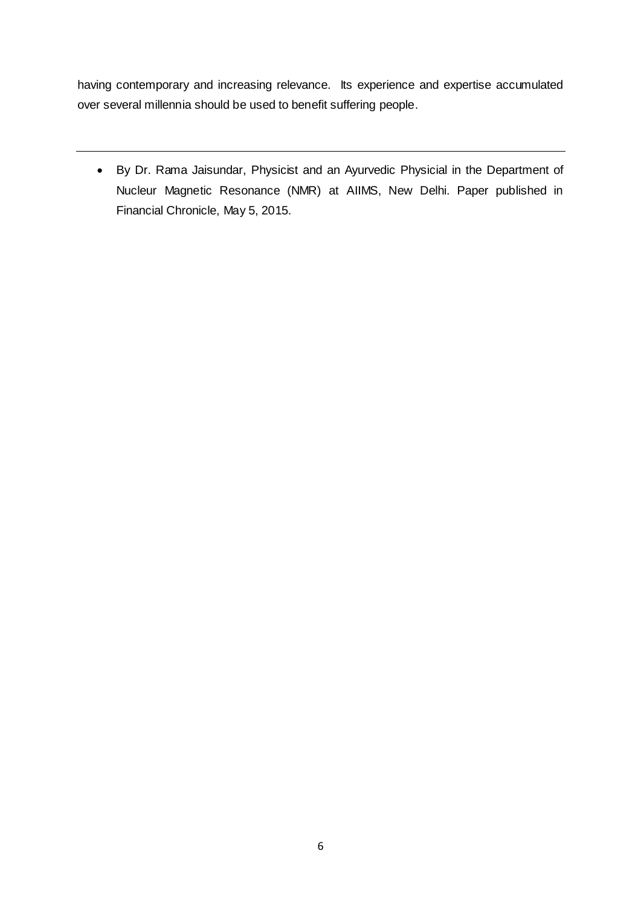having contemporary and increasing relevance. Its experience and expertise accumulated over several millennia should be used to benefit suffering people.

---

- By Dr. Rama Jaisundar, Physicist and an Ayurvedic Physicial in the Department of Nucleur Magnetic Resonance (NMR) at AIIMS, New Delhi. Paper published in Financial Chronicle, May 5, 2015.